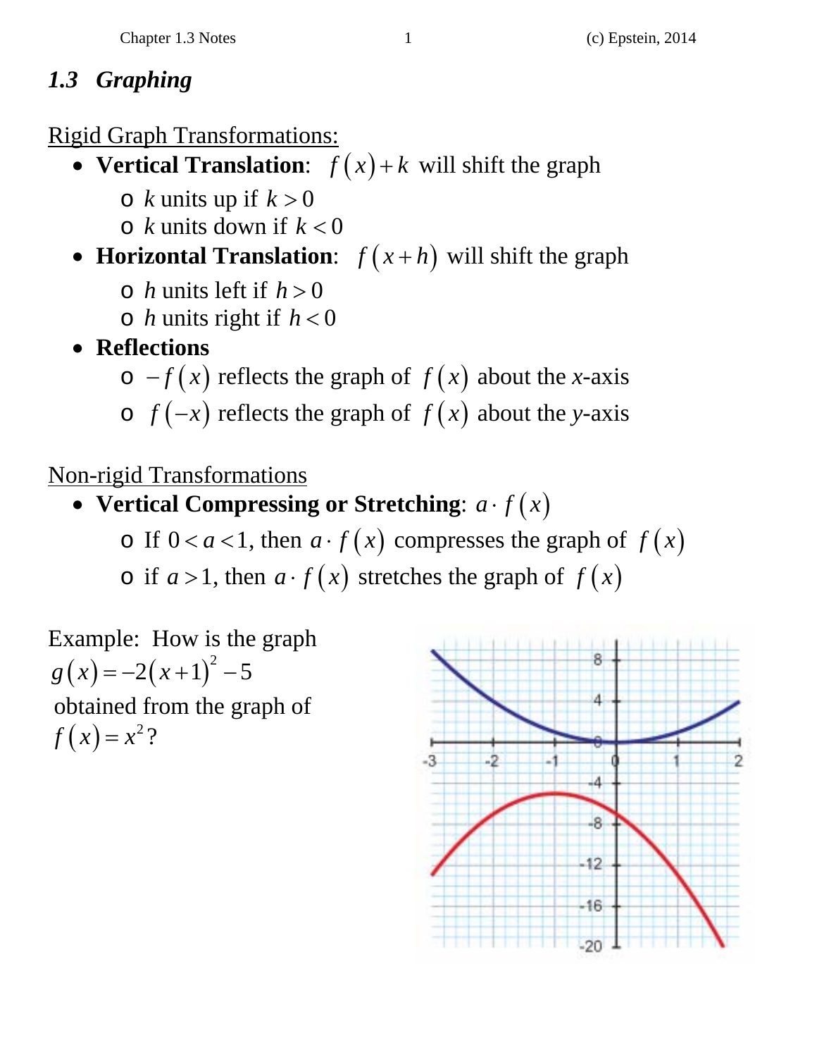## 1.3 *Graphing*

<u>Rigid Graph Transformations:</u>

- **Vertical Translation**: $f(x)+k$ will shift the graph
  - $k$ units up if $k>0$
  - $k$ units down if $k<0$
- **Horizontal Translation**: $f(x+h)$ will shift the graph
  - $h$ units left if $h>0$
  - $h$ units right if $h<0$
- **Reflections**
  - $-f(x)$ reflects the graph of $f(x)$ about the *x*-axis
  - $f(-x)$ reflects the graph of $f(x)$ about the *y*-axis

<u>Non-rigid Transformations</u>

- **Vertical Compressing or Stretching**: $a \cdot f(x)$
  - If $0<a<1$, then $a \cdot f(x)$ compresses the graph of $f(x)$
  - if $a>1$, then $a \cdot f(x)$ stretches the graph of $f(x)$

Example: How is the graph $g(x)=-2(x+1)^2-5$ obtained from the graph of $f(x)=x^2$?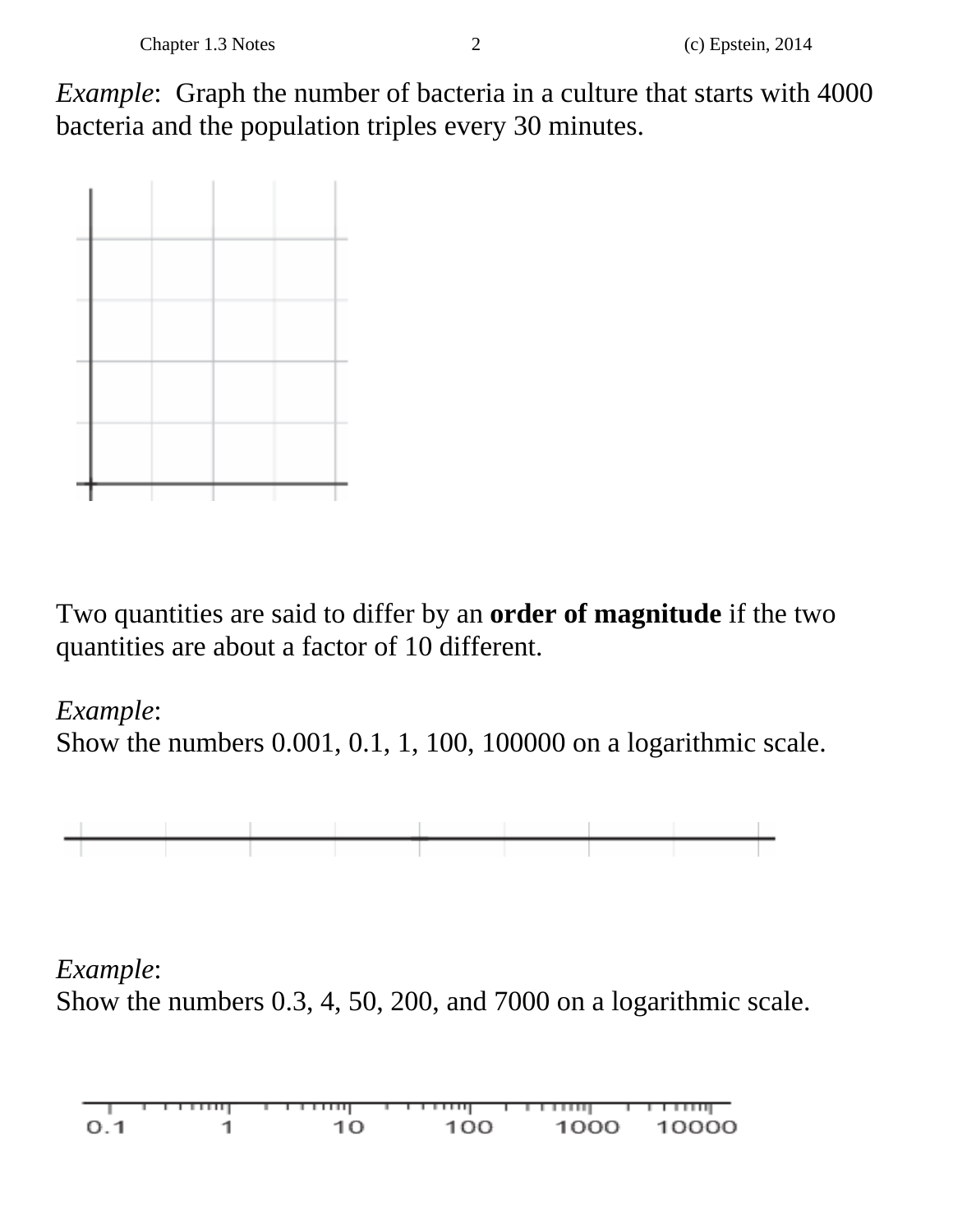*Example*: Graph the number of bacteria in a culture that starts with 4000 bacteria and the population triples every 30 minutes.

Two quantities are said to differ by an **order of magnitude** if the two quantities are about a factor of 10 different.

*Example*:
Show the numbers 0.001, 0.1, 1, 100, 100000 on a logarithmic scale.

*Example*:
Show the numbers 0.3, 4, 50, 200, and 7000 on a logarithmic scale.

0.1 1 10 100 1000 10000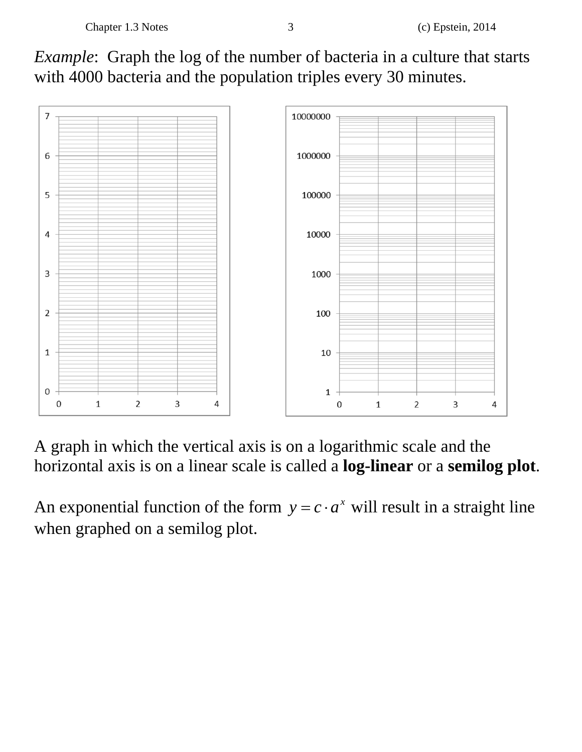*Example*: Graph the log of the number of bacteria in a culture that starts with 4000 bacteria and the population triples every 30 minutes.

A graph in which the vertical axis is on a logarithmic scale and the horizontal axis is on a linear scale is called a **log-linear** or a **semilog plot**.

An exponential function of the form $y = c \cdot a^x$ will result in a straight line when graphed on a semilog plot.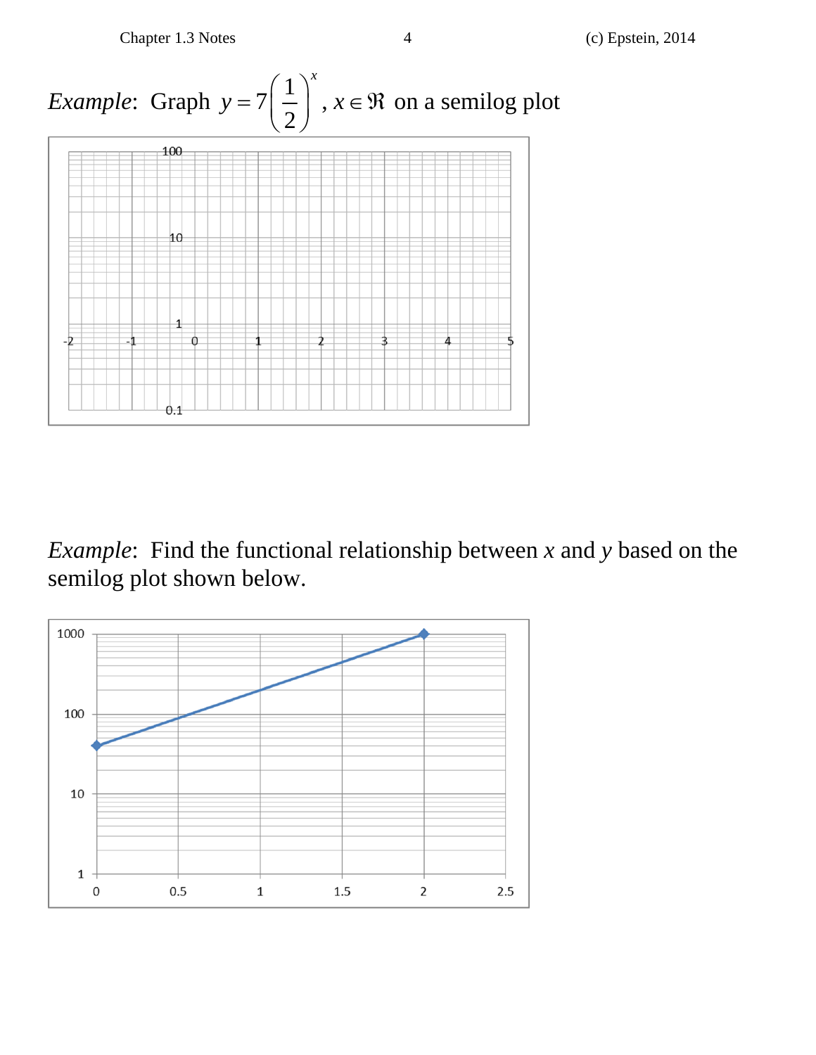*Example*: Graph $y = 7\left(\frac{1}{2}\right)^x$, $x \in \Re$ on a semilog plot

*Example*: Find the functional relationship between $x$ and $y$ based on the semilog plot shown below.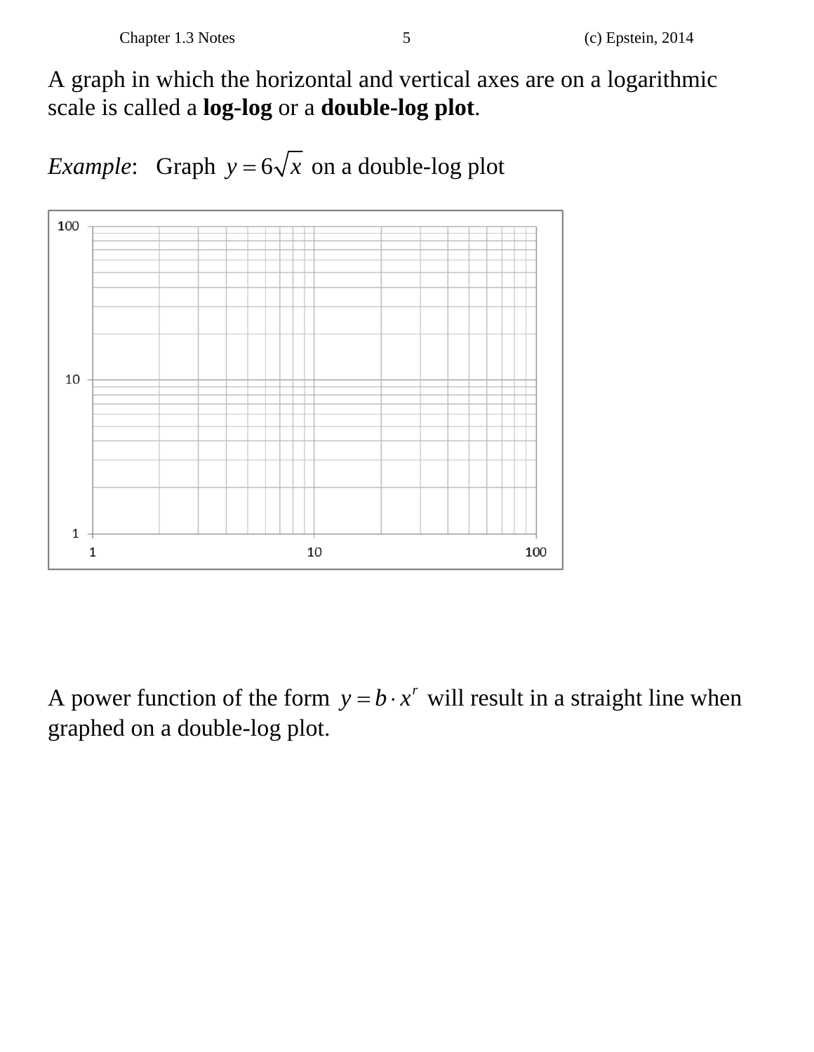A graph in which the horizontal and vertical axes are on a logarithmic scale is called a **log-log** or a **double-log plot**.

*Example*: Graph $y = 6\sqrt{x}$ on a double-log plot

A power function of the form $y = b \cdot x^r$ will result in a straight line when graphed on a double-log plot.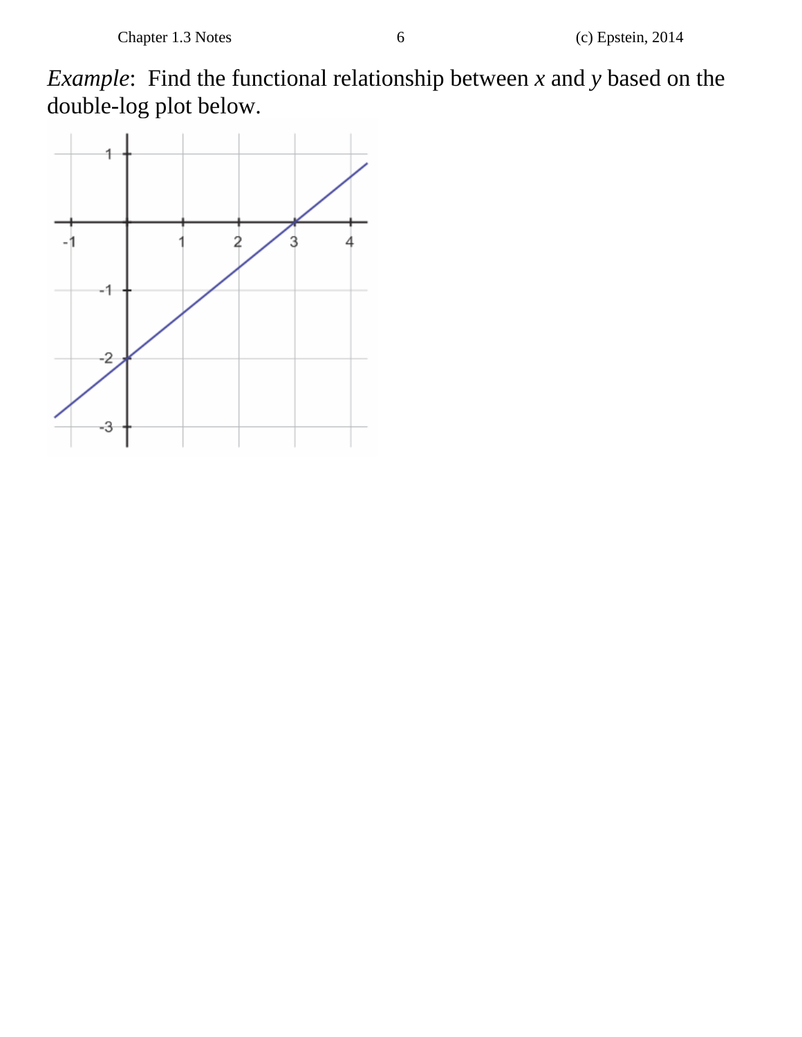*Example*: Find the functional relationship between $x$ and $y$ based on the double-log plot below.

1

-1

1

2

3

4

-1

-2

-3